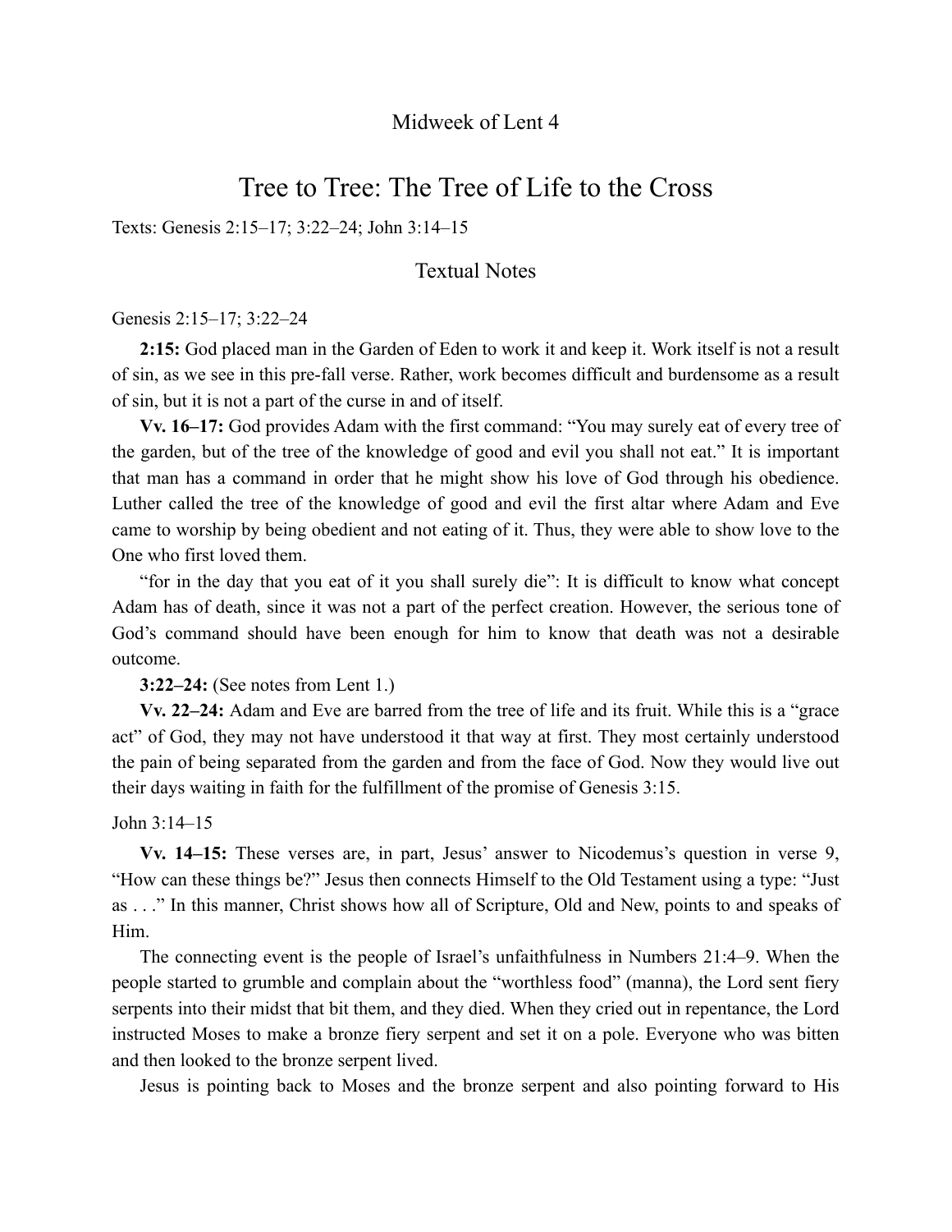Midweek of Lent 4

# Tree to Tree: The Tree of Life to the Cross

Texts: Genesis 2:15–17; 3:22–24; John 3:14–15

## Textual Notes

Genesis 2:15–17; 3:22–24

**2:15:** God placed man in the Garden of Eden to work it and keep it. Work itself is not a result of sin, as we see in this pre-fall verse. Rather, work becomes difficult and burdensome as a result of sin, but it is not a part of the curse in and of itself.

**Vv. 16–17:** God provides Adam with the first command: "You may surely eat of every tree of the garden, but of the tree of the knowledge of good and evil you shall not eat." It is important that man has a command in order that he might show his love of God through his obedience. Luther called the tree of the knowledge of good and evil the first altar where Adam and Eve came to worship by being obedient and not eating of it. Thus, they were able to show love to the One who first loved them.

"for in the day that you eat of it you shall surely die": It is difficult to know what concept Adam has of death, since it was not a part of the perfect creation. However, the serious tone of God's command should have been enough for him to know that death was not a desirable outcome.

**3:22–24:** (See notes from Lent 1.)

**Vv. 22–24:** Adam and Eve are barred from the tree of life and its fruit. While this is a "grace act" of God, they may not have understood it that way at first. They most certainly understood the pain of being separated from the garden and from the face of God. Now they would live out their days waiting in faith for the fulfillment of the promise of Genesis 3:15.

John 3:14–15

**Vv. 14–15:** These verses are, in part, Jesus' answer to Nicodemus's question in verse 9, "How can these things be?" Jesus then connects Himself to the Old Testament using a type: "Just as . . ." In this manner, Christ shows how all of Scripture, Old and New, points to and speaks of Him.

The connecting event is the people of Israel's unfaithfulness in Numbers 21:4–9. When the people started to grumble and complain about the "worthless food" (manna), the Lord sent fiery serpents into their midst that bit them, and they died. When they cried out in repentance, the Lord instructed Moses to make a bronze fiery serpent and set it on a pole. Everyone who was bitten and then looked to the bronze serpent lived.

Jesus is pointing back to Moses and the bronze serpent and also pointing forward to His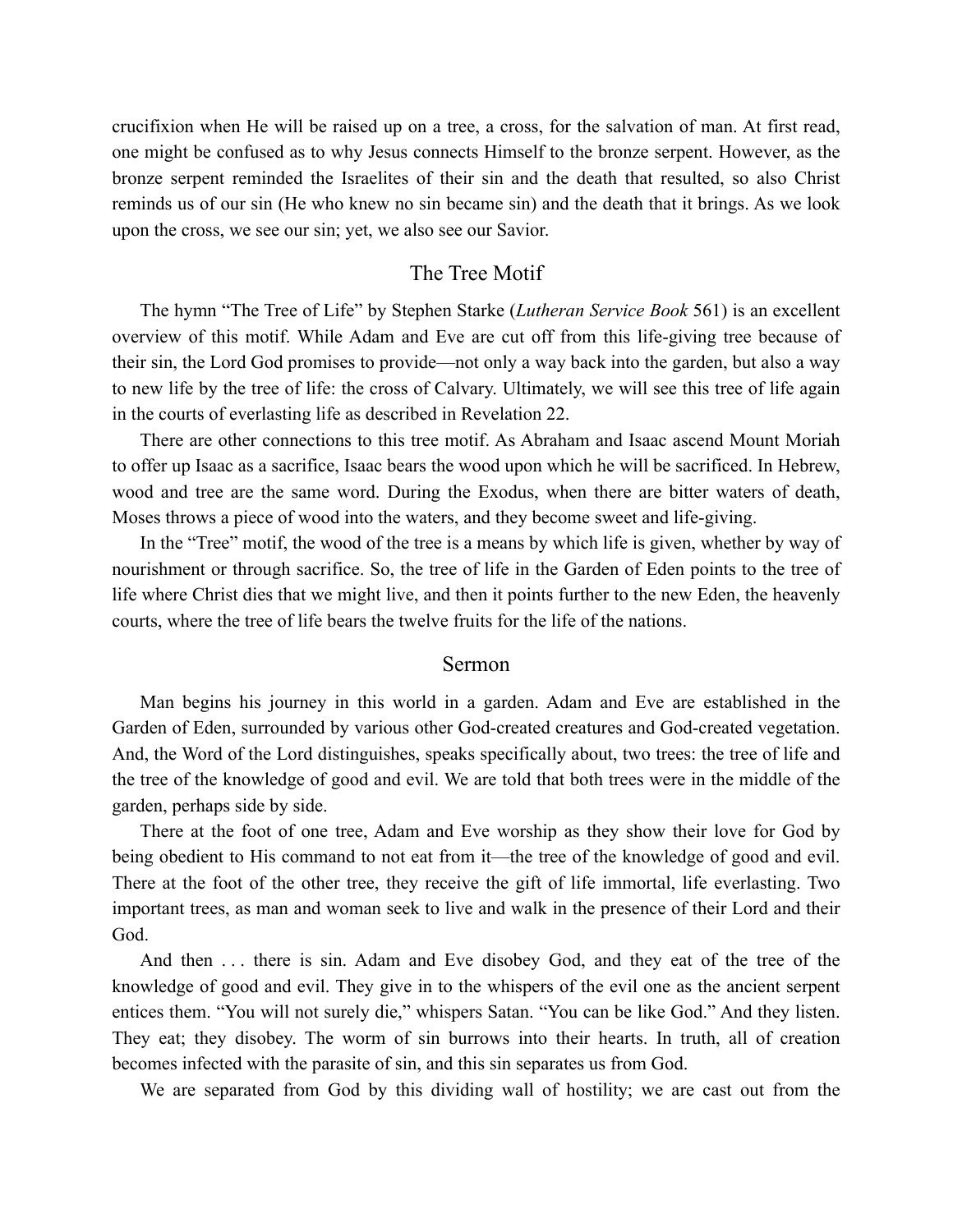crucifixion when He will be raised up on a tree, a cross, for the salvation of man. At first read, one might be confused as to why Jesus connects Himself to the bronze serpent. However, as the bronze serpent reminded the Israelites of their sin and the death that resulted, so also Christ reminds us of our sin (He who knew no sin became sin) and the death that it brings. As we look upon the cross, we see our sin; yet, we also see our Savior.

## The Tree Motif

The hymn "The Tree of Life" by Stephen Starke (*Lutheran Service Book* 561) is an excellent overview of this motif. While Adam and Eve are cut off from this life-giving tree because of their sin, the Lord God promises to provide—not only a way back into the garden, but also a way to new life by the tree of life: the cross of Calvary. Ultimately, we will see this tree of life again in the courts of everlasting life as described in Revelation 22.

There are other connections to this tree motif. As Abraham and Isaac ascend Mount Moriah to offer up Isaac as a sacrifice, Isaac bears the wood upon which he will be sacrificed. In Hebrew, wood and tree are the same word. During the Exodus, when there are bitter waters of death, Moses throws a piece of wood into the waters, and they become sweet and life-giving.

In the "Tree" motif, the wood of the tree is a means by which life is given, whether by way of nourishment or through sacrifice. So, the tree of life in the Garden of Eden points to the tree of life where Christ dies that we might live, and then it points further to the new Eden, the heavenly courts, where the tree of life bears the twelve fruits for the life of the nations.

## Sermon

Man begins his journey in this world in a garden. Adam and Eve are established in the Garden of Eden, surrounded by various other God-created creatures and God-created vegetation. And, the Word of the Lord distinguishes, speaks specifically about, two trees: the tree of life and the tree of the knowledge of good and evil. We are told that both trees were in the middle of the garden, perhaps side by side.

There at the foot of one tree, Adam and Eve worship as they show their love for God by being obedient to His command to not eat from it—the tree of the knowledge of good and evil. There at the foot of the other tree, they receive the gift of life immortal, life everlasting. Two important trees, as man and woman seek to live and walk in the presence of their Lord and their God.

And then . . . there is sin. Adam and Eve disobey God, and they eat of the tree of the knowledge of good and evil. They give in to the whispers of the evil one as the ancient serpent entices them. "You will not surely die," whispers Satan. "You can be like God." And they listen. They eat; they disobey. The worm of sin burrows into their hearts. In truth, all of creation becomes infected with the parasite of sin, and this sin separates us from God.

We are separated from God by this dividing wall of hostility; we are cast out from the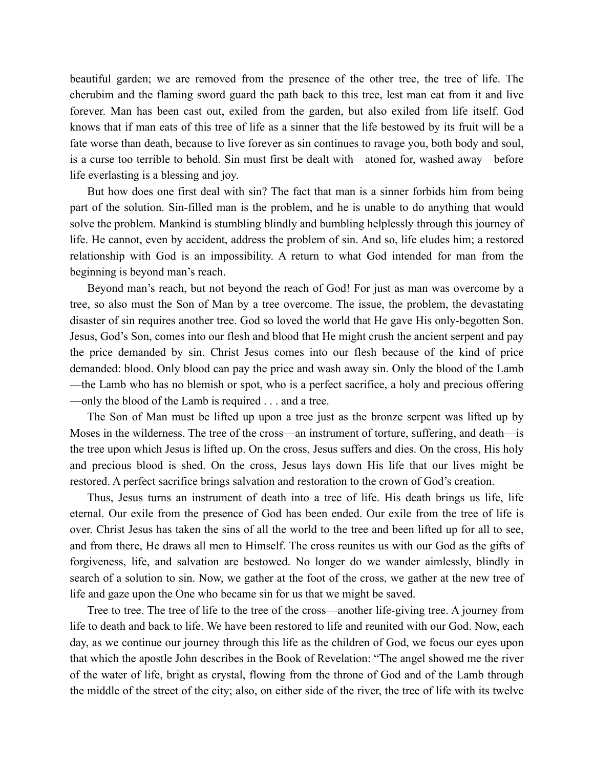beautiful garden; we are removed from the presence of the other tree, the tree of life. The cherubim and the flaming sword guard the path back to this tree, lest man eat from it and live forever. Man has been cast out, exiled from the garden, but also exiled from life itself. God knows that if man eats of this tree of life as a sinner that the life bestowed by its fruit will be a fate worse than death, because to live forever as sin continues to ravage you, both body and soul, is a curse too terrible to behold. Sin must first be dealt with—atoned for, washed away—before life everlasting is a blessing and joy.

But how does one first deal with sin? The fact that man is a sinner forbids him from being part of the solution. Sin-filled man is the problem, and he is unable to do anything that would solve the problem. Mankind is stumbling blindly and bumbling helplessly through this journey of life. He cannot, even by accident, address the problem of sin. And so, life eludes him; a restored relationship with God is an impossibility. A return to what God intended for man from the beginning is beyond man's reach.

Beyond man's reach, but not beyond the reach of God! For just as man was overcome by a tree, so also must the Son of Man by a tree overcome. The issue, the problem, the devastating disaster of sin requires another tree. God so loved the world that He gave His only-begotten Son. Jesus, God's Son, comes into our flesh and blood that He might crush the ancient serpent and pay the price demanded by sin. Christ Jesus comes into our flesh because of the kind of price demanded: blood. Only blood can pay the price and wash away sin. Only the blood of the Lamb—the Lamb who has no blemish or spot, who is a perfect sacrifice, a holy and precious offering—only the blood of the Lamb is required . . . and a tree.

The Son of Man must be lifted up upon a tree just as the bronze serpent was lifted up by Moses in the wilderness. The tree of the cross—an instrument of torture, suffering, and death—is the tree upon which Jesus is lifted up. On the cross, Jesus suffers and dies. On the cross, His holy and precious blood is shed. On the cross, Jesus lays down His life that our lives might be restored. A perfect sacrifice brings salvation and restoration to the crown of God's creation.

Thus, Jesus turns an instrument of death into a tree of life. His death brings us life, life eternal. Our exile from the presence of God has been ended. Our exile from the tree of life is over. Christ Jesus has taken the sins of all the world to the tree and been lifted up for all to see, and from there, He draws all men to Himself. The cross reunites us with our God as the gifts of forgiveness, life, and salvation are bestowed. No longer do we wander aimlessly, blindly in search of a solution to sin. Now, we gather at the foot of the cross, we gather at the new tree of life and gaze upon the One who became sin for us that we might be saved.

Tree to tree. The tree of life to the tree of the cross—another life-giving tree. A journey from life to death and back to life. We have been restored to life and reunited with our God. Now, each day, as we continue our journey through this life as the children of God, we focus our eyes upon that which the apostle John describes in the Book of Revelation: "The angel showed me the river of the water of life, bright as crystal, flowing from the throne of God and of the Lamb through the middle of the street of the city; also, on either side of the river, the tree of life with its twelve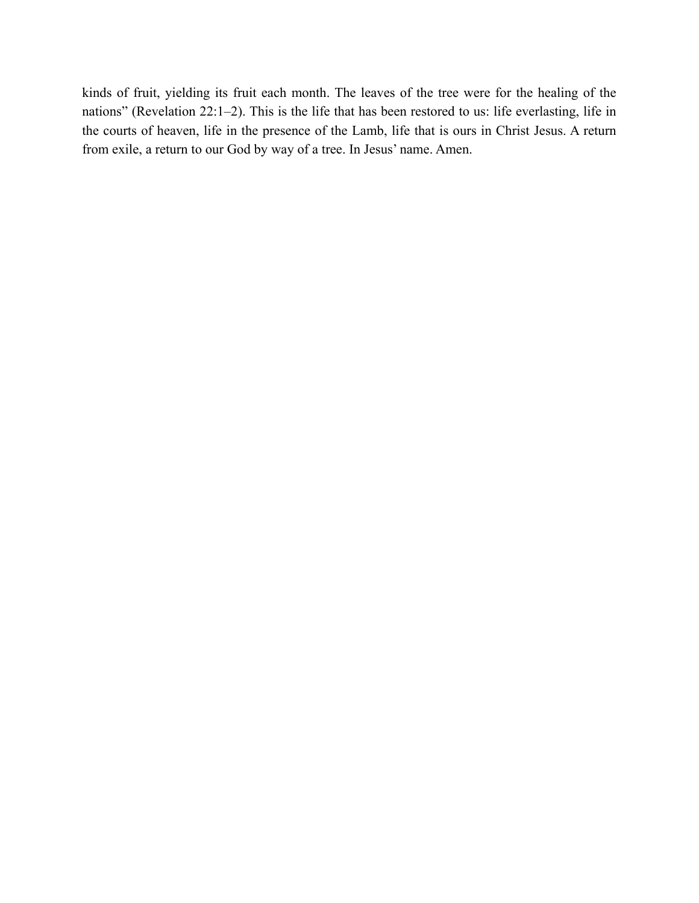kinds of fruit, yielding its fruit each month. The leaves of the tree were for the healing of the nations" (Revelation 22:1–2). This is the life that has been restored to us: life everlasting, life in the courts of heaven, life in the presence of the Lamb, life that is ours in Christ Jesus. A return from exile, a return to our God by way of a tree. In Jesus' name. Amen.